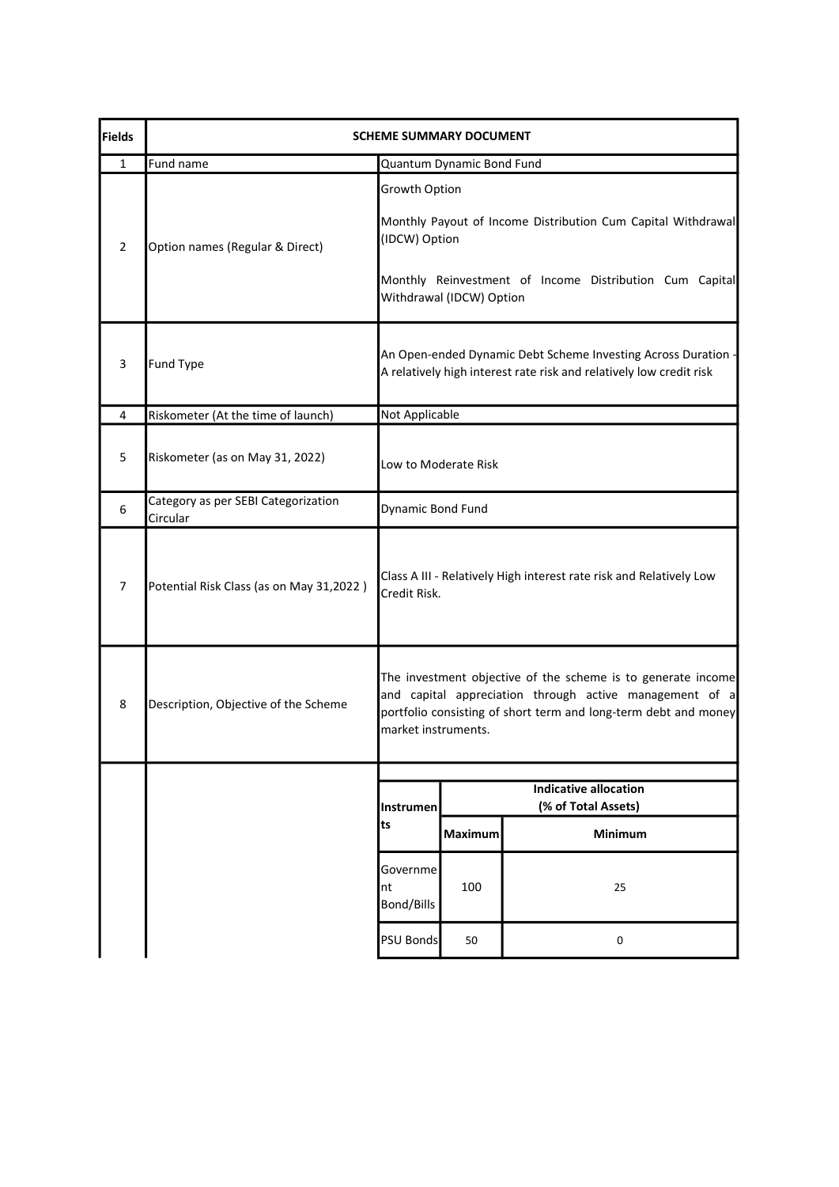| Fields | SCHEME SUMMARY DOCUMENT | |
|---|---|---|
| 1 | Fund name | Quantum Dynamic Bond Fund |
| 2 | Option names (Regular & Direct) | Growth Option<br><br>Monthly Payout of Income Distribution Cum Capital Withdrawal (IDCW) Option<br><br>Monthly Reinvestment of Income Distribution Cum Capital Withdrawal (IDCW) Option |
| 3 | Fund Type | An Open-ended Dynamic Debt Scheme Investing Across Duration - A relatively high interest rate risk and relatively low credit risk |
| 4 | Riskometer (At the time of launch) | Not Applicable |
| 5 | Riskometer (as on May 31, 2022) | Low to Moderate Risk |
| 6 | Category as per SEBI Categorization Circular | Dynamic Bond Fund |
| 7 | Potential Risk Class (as on May 31,2022 ) | Class A III - Relatively High interest rate risk and Relatively Low Credit Risk. |
| 8 | Description, Objective of the Scheme | The investment objective of the scheme is to generate income and capital appreciation through active management of a portfolio consisting of short term and long-term debt and money market instruments. |

| Instruments | Indicative allocation (% of Total Assets) | |
|---|---|---|
| | Maximum | Minimum |
| Government Bond/Bills | 100 | 25 |
| PSU Bonds | 50 | 0 |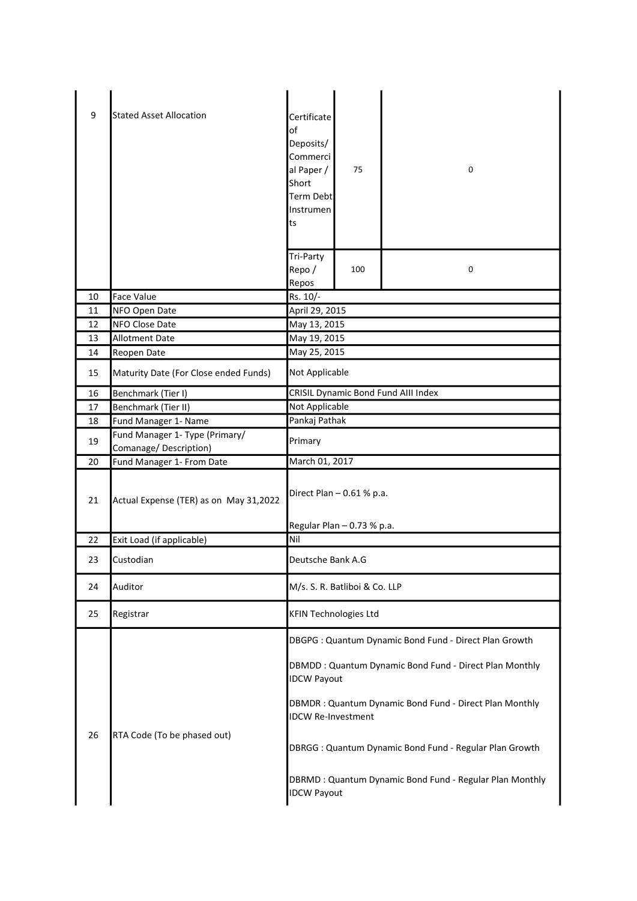| | | | | |
|---|---|---|---|---|
| 9 | Stated Asset Allocation | Certificate of Deposits/ Commercial Paper / Short Term Debt Instruments | 75 | 0 |
| | | Tri-Party Repo / Repos | 100 | 0 |
| 10 | Face Value | Rs. 10/- | | |
| 11 | NFO Open Date | April 29, 2015 | | |
| 12 | NFO Close Date | May 13, 2015 | | |
| 13 | Allotment Date | May 19, 2015 | | |
| 14 | Reopen Date | May 25, 2015 | | |
| 15 | Maturity Date (For Close ended Funds) | Not Applicable | | |
| 16 | Benchmark (Tier I) | CRISIL Dynamic Bond Fund AIII Index | | |
| 17 | Benchmark (Tier II) | Not Applicable | | |
| 18 | Fund Manager 1- Name | Pankaj Pathak | | |
| 19 | Fund Manager 1- Type (Primary/ Comanage/ Description) | Primary | | |
| 20 | Fund Manager 1- From Date | March 01, 2017 | | |
| 21 | Actual Expense (TER) as on May 31,2022 | Direct Plan – 0.61 % p.a.<br><br>Regular Plan – 0.73 % p.a. | | |
| 22 | Exit Load (if applicable) | Nil | | |
| 23 | Custodian | Deutsche Bank A.G | | |
| 24 | Auditor | M/s. S. R. Batliboi & Co. LLP | | |
| 25 | Registrar | KFIN Technologies Ltd | | |
| 26 | RTA Code (To be phased out) | DBGPG : Quantum Dynamic Bond Fund - Direct Plan Growth<br><br>DBMDD : Quantum Dynamic Bond Fund - Direct Plan Monthly IDCW Payout<br><br>DBMDR : Quantum Dynamic Bond Fund - Direct Plan Monthly IDCW Re-Investment<br><br>DBRGG : Quantum Dynamic Bond Fund - Regular Plan Growth<br><br>DBRMD : Quantum Dynamic Bond Fund - Regular Plan Monthly IDCW Payout | | |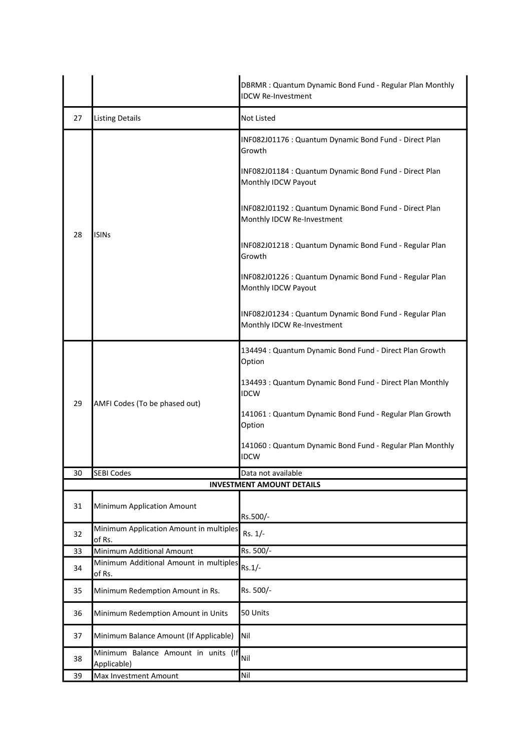| | | |
|---|---|---|
| | | DBRMR : Quantum Dynamic Bond Fund - Regular Plan Monthly IDCW Re-Investment |
| 27 | Listing Details | Not Listed |
| 28 | ISINs | INF082J01176 : Quantum Dynamic Bond Fund - Direct Plan Growth<br><br>INF082J01184 : Quantum Dynamic Bond Fund - Direct Plan Monthly IDCW Payout<br><br>INF082J01192 : Quantum Dynamic Bond Fund - Direct Plan Monthly IDCW Re-Investment<br><br>INF082J01218 : Quantum Dynamic Bond Fund - Regular Plan Growth<br><br>INF082J01226 : Quantum Dynamic Bond Fund - Regular Plan Monthly IDCW Payout<br><br>INF082J01234 : Quantum Dynamic Bond Fund - Regular Plan Monthly IDCW Re-Investment |
| 29 | AMFI Codes (To be phased out) | 134494 : Quantum Dynamic Bond Fund - Direct Plan Growth Option<br><br>134493 : Quantum Dynamic Bond Fund - Direct Plan Monthly IDCW<br><br>141061 : Quantum Dynamic Bond Fund - Regular Plan Growth Option<br><br>141060 : Quantum Dynamic Bond Fund - Regular Plan Monthly IDCW |
| 30 | SEBI Codes | Data not available |
| | **INVESTMENT AMOUNT DETAILS** | |
| 31 | Minimum Application Amount | Rs.500/- |
| 32 | Minimum Application Amount in multiples of Rs. | Rs. 1/- |
| 33 | Minimum Additional Amount | Rs. 500/- |
| 34 | Minimum Additional Amount in multiples of Rs. | Rs.1/- |
| 35 | Minimum Redemption Amount in Rs. | Rs. 500/- |
| 36 | Minimum Redemption Amount in Units | 50 Units |
| 37 | Minimum Balance Amount (If Applicable) | Nil |
| 38 | Minimum Balance Amount in units (If Applicable) | Nil |
| 39 | Max Investment Amount | Nil |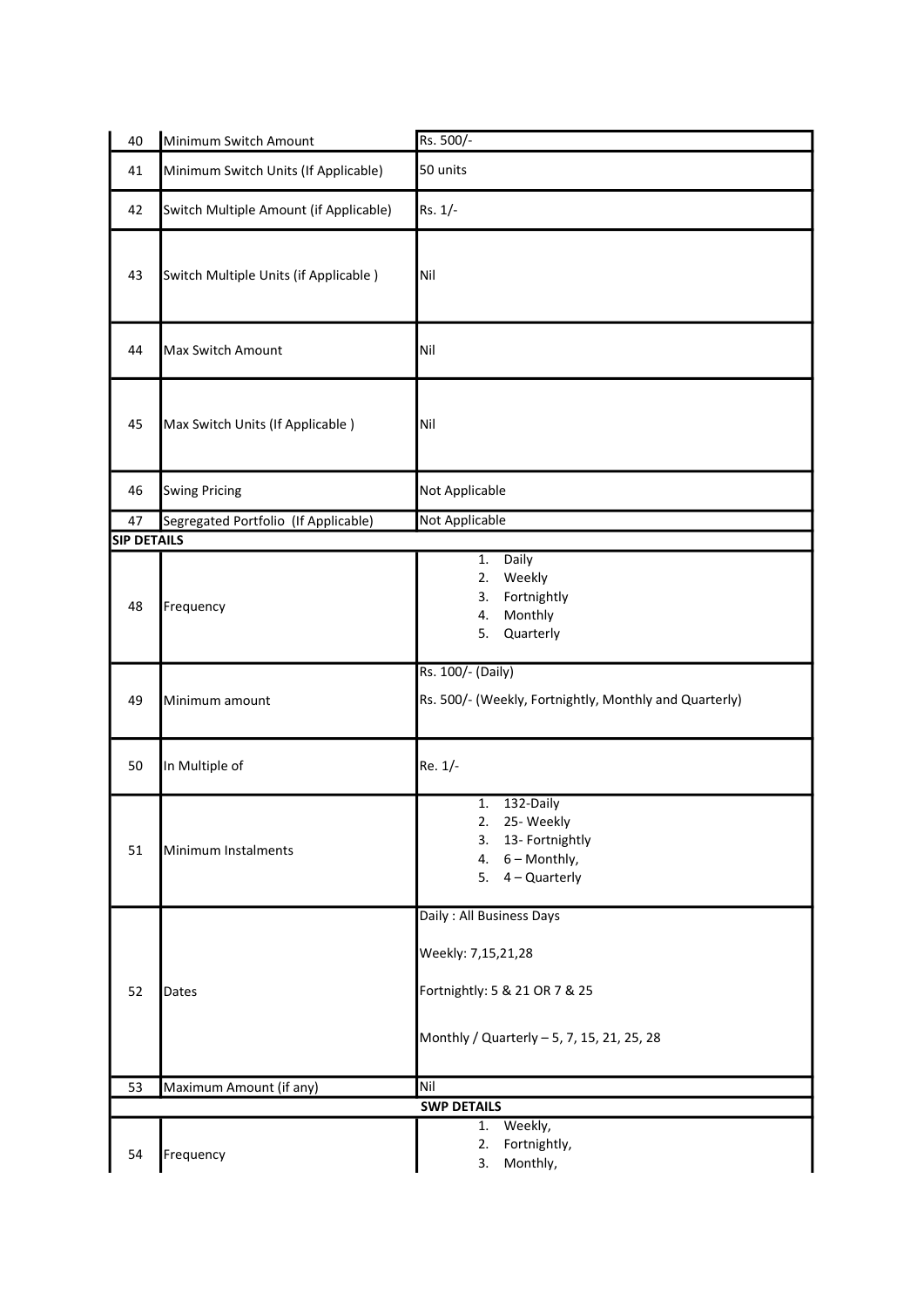| 40 | Minimum Switch Amount | Rs. 500/- |
|---|---|---|
| 41 | Minimum Switch Units (If Applicable) | 50 units |
| 42 | Switch Multiple Amount (if Applicable) | Rs. 1/- |
| 43 | Switch Multiple Units (if Applicable ) | Nil |
| 44 | Max Switch Amount | Nil |
| 45 | Max Switch Units (If Applicable ) | Nil |
| 46 | Swing Pricing | Not Applicable |
| 47 | Segregated Portfolio (If Applicable) | Not Applicable |
| **SIP DETAILS** | | |
| 48 | Frequency | 1. Daily<br>2. Weekly<br>3. Fortnightly<br>4. Monthly<br>5. Quarterly |
| 49 | Minimum amount | Rs. 100/- (Daily)<br><br>Rs. 500/- (Weekly, Fortnightly, Monthly and Quarterly) |
| 50 | In Multiple of | Re. 1/- |
| 51 | Minimum Instalments | 1. 132-Daily<br>2. 25- Weekly<br>3. 13- Fortnightly<br>4. 6 – Monthly,<br>5. 4 – Quarterly |
| 52 | Dates | Daily : All Business Days<br><br>Weekly: 7,15,21,28<br><br>Fortnightly: 5 & 21 OR 7 & 25<br><br>Monthly / Quarterly – 5, 7, 15, 21, 25, 28 |
| 53 | Maximum Amount (if any) | Nil |
| | | **SWP DETAILS** |
| 54 | Frequency | 1. Weekly,<br>2. Fortnightly,<br>3. Monthly, |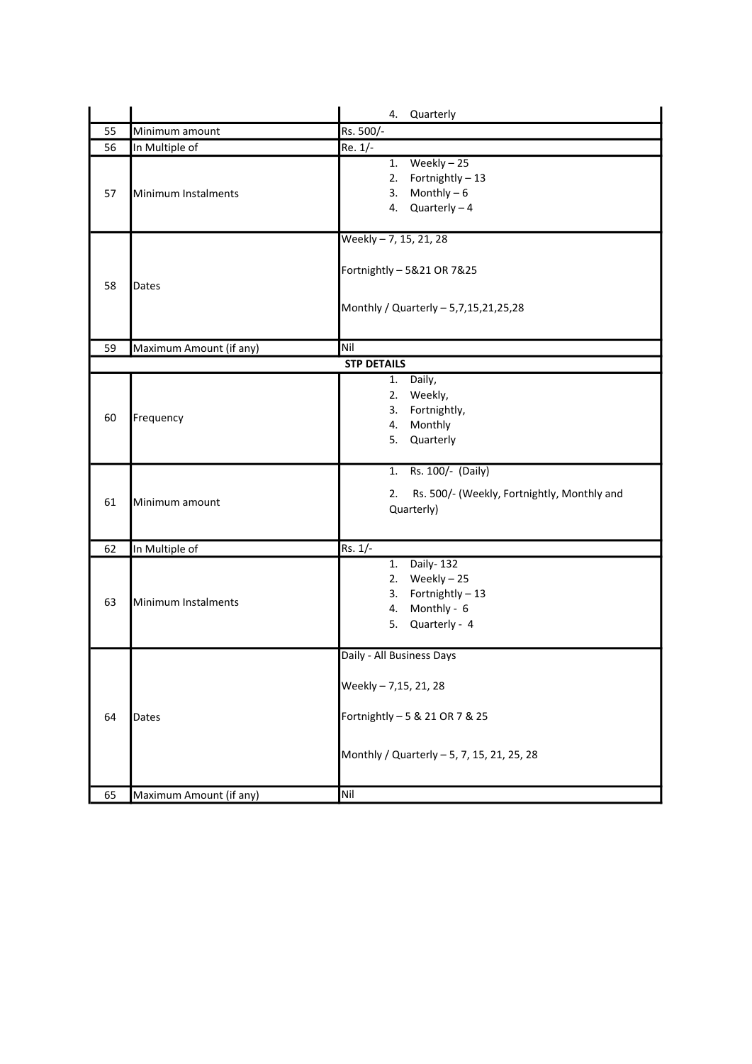| | | |
|---|---|---|
| | | 4. Quarterly |
| 55 | Minimum amount | Rs. 500/- |
| 56 | In Multiple of | Re. 1/- |
| 57 | Minimum Instalments | 1. Weekly – 25<br>2. Fortnightly – 13<br>3. Monthly – 6<br>4. Quarterly – 4 |
| 58 | Dates | Weekly – 7, 15, 21, 28<br><br>Fortnightly – 5&21 OR 7&25<br><br>Monthly / Quarterly – 5,7,15,21,25,28 |
| 59 | Maximum Amount (if any) | Nil |
| | | **STP DETAILS** |
| 60 | Frequency | 1. Daily,<br>2. Weekly,<br>3. Fortnightly,<br>4. Monthly<br>5. Quarterly |
| 61 | Minimum amount | 1. Rs. 100/- (Daily)<br>2. Rs. 500/- (Weekly, Fortnightly, Monthly and Quarterly) |
| 62 | In Multiple of | Rs. 1/- |
| 63 | Minimum Instalments | 1. Daily- 132<br>2. Weekly – 25<br>3. Fortnightly – 13<br>4. Monthly - 6<br>5. Quarterly - 4 |
| 64 | Dates | Daily - All Business Days<br><br>Weekly – 7,15, 21, 28<br><br>Fortnightly – 5 & 21 OR 7 & 25<br><br>Monthly / Quarterly – 5, 7, 15, 21, 25, 28 |
| 65 | Maximum Amount (if any) | Nil |